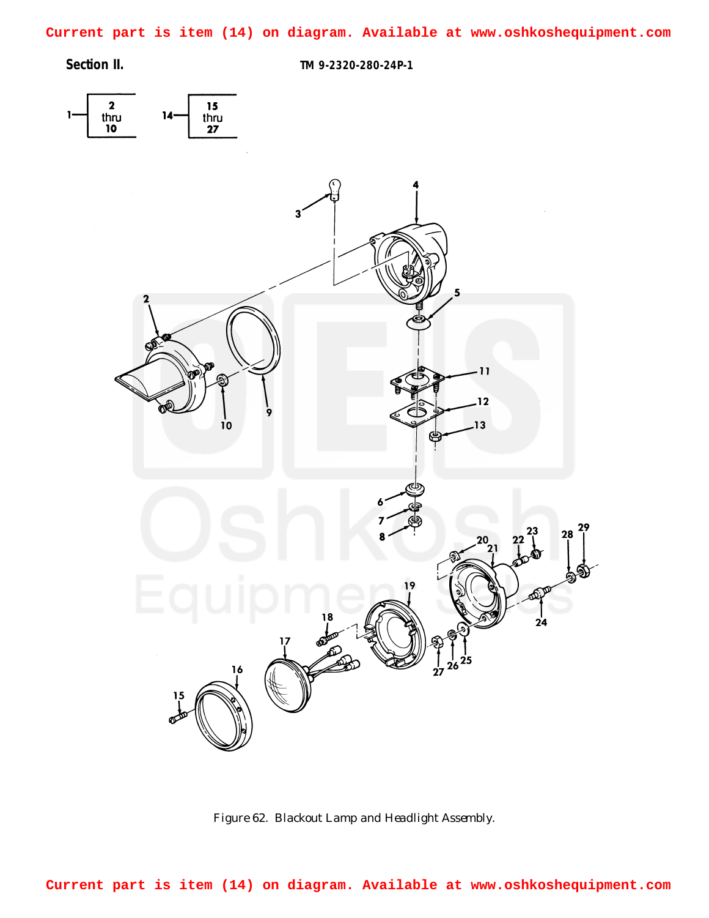Current part is item (14) on diagram. Available at www.oshkoshequipment.com

Section II. TM 9-2320-280-24P-1

Figure 62. Blackout Lamp and Headlight Assembly.

Current part is item (14) on diagram. Available at www.oshkoshequipment.com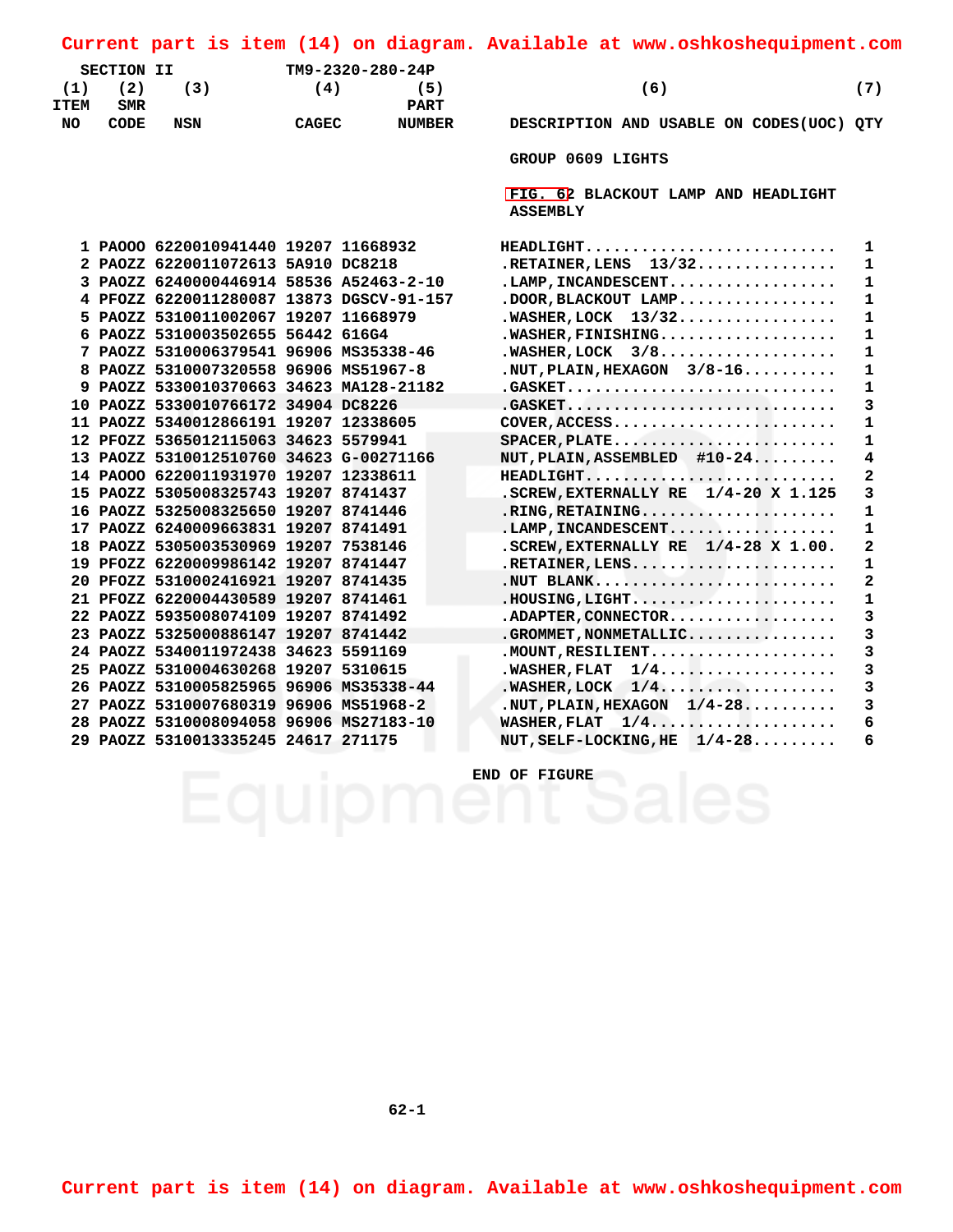Current part is item (14) on diagram. Available at www.oshkoshequipment.com

SECTION II TM9-2320-280-24P

| (1) ITEM NO | (2) SMR CODE | (3) NSN | (4) CAGEC | (5) PART NUMBER | (6) DESCRIPTION AND USABLE ON CODES(UOC) | (7) QTY |
|---|---|---|---|---|---|---|
| | | | | | GROUP 0609 LIGHTS | |
| | | | | | FIG. 62 BLACKOUT LAMP AND HEADLIGHT ASSEMBLY | |
| 1 | PAOOO | 6220010941440 | 19207 | 11668932 | HEADLIGHT.......................... | 1 |
| 2 | PAOZZ | 6220011072613 | 5A910 | DC8218 | .RETAINER,LENS 13/32.............. | 1 |
| 3 | PAOZZ | 6240000446914 | 58536 | A52463-2-10 | .LAMP,INCANDESCENT................. | 1 |
| 4 | PFOZZ | 6220011280087 | 13873 | DGSCV-91-157 | .DOOR,BLACKOUT LAMP................ | 1 |
| 5 | PAOZZ | 5310011002067 | 19207 | 11668979 | .WASHER,LOCK 13/32................ | 1 |
| 6 | PAOZZ | 5310003502655 | 56442 | 616G4 | .WASHER,FINISHING.................. | 1 |
| 7 | PAOZZ | 5310006379541 | 96906 | MS35338-46 | .WASHER,LOCK 3/8.................. | 1 |
| 8 | PAOZZ | 5310007320558 | 96906 | MS51967-8 | .NUT,PLAIN,HEXAGON 3/8-16.......... | 1 |
| 9 | PAOZZ | 5330010370663 | 34623 | MA128-21182 | .GASKET............................ | 1 |
| 10 | PAOZZ | 5330010766172 | 34904 | DC8226 | .GASKET............................ | 3 |
| 11 | PAOZZ | 5340012866191 | 19207 | 12338605 | COVER,ACCESS........................ | 1 |
| 12 | PFOZZ | 5365012115063 | 34623 | 5579941 | SPACER,PLATE........................ | 1 |
| 13 | PAOZZ | 5310012510760 | 34623 | G-00271166 | NUT,PLAIN,ASSEMBLED #10-24......... | 4 |
| 14 | PAOOO | 6220011931970 | 19207 | 12338611 | HEADLIGHT.......................... | 2 |
| 15 | PAOZZ | 5305008325743 | 19207 | 8741437 | .SCREW,EXTERNALLY RE 1/4-20 X 1.125 | 3 |
| 16 | PAOZZ | 5325008325650 | 19207 | 8741446 | .RING,RETAINING.................... | 1 |
| 17 | PAOZZ | 6240009663831 | 19207 | 8741491 | .LAMP,INCANDESCENT................. | 1 |
| 18 | PAOZZ | 5305003530969 | 19207 | 7538146 | .SCREW,EXTERNALLY RE 1/4-28 X 1.00. | 2 |
| 19 | PFOZZ | 6220009986142 | 19207 | 8741447 | .RETAINER,LENS..................... | 1 |
| 20 | PFOZZ | 5310002416921 | 19207 | 8741435 | .NUT BLANK......................... | 2 |
| 21 | PFOZZ | 6220004430589 | 19207 | 8741461 | .HOUSING,LIGHT..................... | 1 |
| 22 | PAOZZ | 5935008074109 | 19207 | 8741492 | .ADAPTER,CONNECTOR................. | 3 |
| 23 | PAOZZ | 5325000886147 | 19207 | 8741442 | .GROMMET,NONMETALLIC............... | 3 |
| 24 | PAOZZ | 5340011972438 | 34623 | 5591169 | .MOUNT,RESILIENT................... | 3 |
| 25 | PAOZZ | 5310004630268 | 19207 | 5310615 | .WASHER,FLAT 1/4.................. | 3 |
| 26 | PAOZZ | 5310005825965 | 96906 | MS35338-44 | .WASHER,LOCK 1/4.................. | 3 |
| 27 | PAOZZ | 5310007680319 | 96906 | MS51968-2 | .NUT,PLAIN,HEXAGON 1/4-28.......... | 3 |
| 28 | PAOZZ | 5310008094058 | 96906 | MS27183-10 | WASHER,FLAT 1/4.................... | 6 |
| 29 | PAOZZ | 5310013335245 | 24617 | 271175 | NUT,SELF-LOCKING,HE 1/4-28......... | 6 |

END OF FIGURE

Current part is item (14) on diagram. Available at www.oshkoshequipment.com